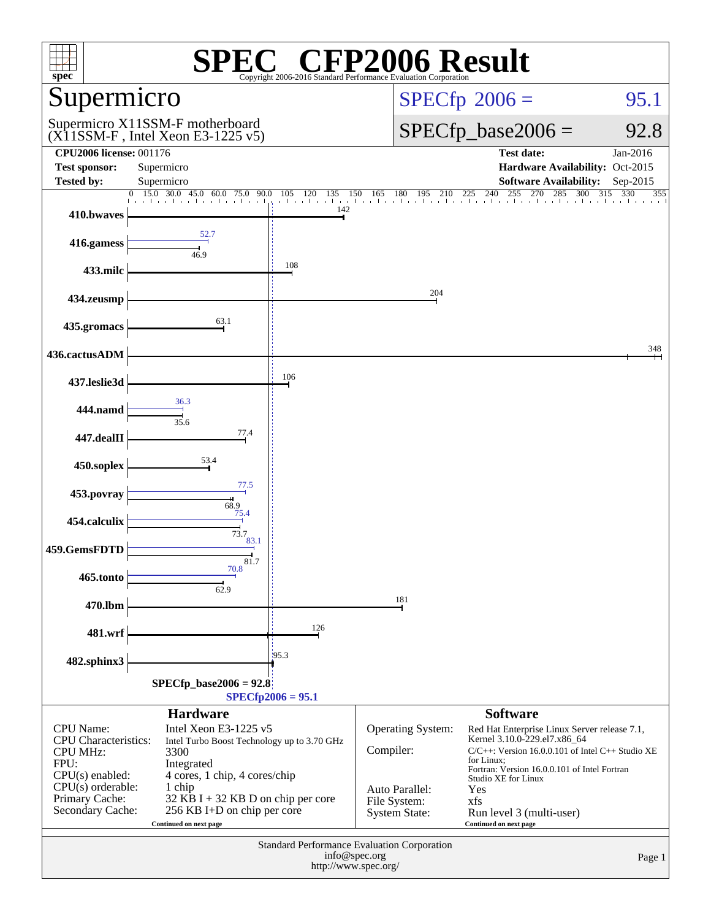# SPEC CFP2006 Result

Copyright 2006-2016 Standard Performance Evaluation Corporation

## Supermicro

Supermicro X11SSM-F motherboard
(X11SSM-F , Intel Xeon E3-1225 v5)

**SPECfp 2006 = 95.1**

**SPECfp_base2006 = 92.8**

| | | | |
|---|---|---|---|
| **CPU2006 license:** | 001176 | **Test date:** | Jan-2016 |
| **Test sponsor:** | Supermicro | **Hardware Availability:** | Oct-2015 |
| **Tested by:** | Supermicro | **Software Availability:** | Sep-2015 |

| Benchmark | Peak | Base |
|---|---|---|
| 410.bwaves | | 142 |
| 416.gamess | 52.7 | 46.9 |
| 433.milc | | 108 |
| 434.zeusmp | | 204 |
| 435.gromacs | | 63.1 |
| 436.cactusADM | | 348 |
| 437.leslie3d | | 106 |
| 444.namd | 36.3 | 35.6 |
| 447.dealII | | 77.4 |
| 450.soplex | | 53.4 |
| 453.povray | 77.5 | 68.9 |
| 454.calculix | 75.4 | 73.7 |
| 459.GemsFDTD | 83.1 | 81.7 |
| 465.tonto | 70.8 | 62.9 |
| 470.lbm | | 181 |
| 481.wrf | | 126 |
| 482.sphinx3 | | 95.3 |

SPECfp_base2006 = 92.8

SPECfp2006 = 95.1

### Hardware

| | |
|---|---|
| CPU Name: | Intel Xeon E3-1225 v5 |
| CPU Characteristics: | Intel Turbo Boost Technology up to 3.70 GHz |
| CPU MHz: | 3300 |
| FPU: | Integrated |
| CPU(s) enabled: | 4 cores, 1 chip, 4 cores/chip |
| CPU(s) orderable: | 1 chip |
| Primary Cache: | 32 KB I + 32 KB D on chip per core |
| Secondary Cache: | 256 KB I+D on chip per core |

Continued on next page

### Software

| | |
|---|---|
| Operating System: | Red Hat Enterprise Linux Server release 7.1, Kernel 3.10.0-229.el7.x86_64 |
| Compiler: | C/C++: Version 16.0.0.101 of Intel C++ Studio XE for Linux; Fortran: Version 16.0.0.101 of Intel Fortran Studio XE for Linux |
| Auto Parallel: | Yes |
| File System: | xfs |
| System State: | Run level 3 (multi-user) |

Continued on next page

Standard Performance Evaluation Corporation
info@spec.org
http://www.spec.org/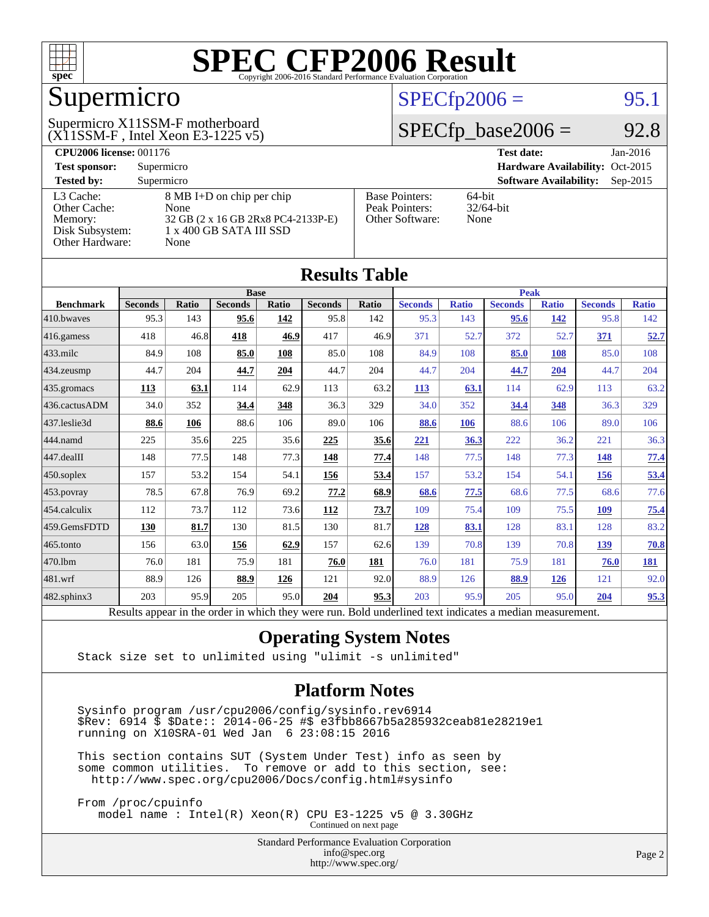# SPEC CFP2006 Result

Copyright 2006-2016 Standard Performance Evaluation Corporation

## Supermicro

Supermicro X11SSM-F motherboard
(X11SSM-F , Intel Xeon E3-1225 v5)

SPECfp2006 = 95.1

SPECfp_base2006 = 92.8

| | | | |
|---|---|---|---|
| **CPU2006 license:** 001176 | | **Test date:** | Jan-2016 |
| **Test sponsor:** | Supermicro | **Hardware Availability:** | Oct-2015 |
| **Tested by:** | Supermicro | **Software Availability:** | Sep-2015 |

| | |
|---|---|
| L3 Cache: | 8 MB I+D on chip per chip |
| Other Cache: | None |
| Memory: | 32 GB (2 x 16 GB 2Rx8 PC4-2133P-E) |
| Disk Subsystem: | 1 x 400 GB SATA III SSD |
| Other Hardware: | None |

| | |
|---|---|
| Base Pointers: | 64-bit |
| Peak Pointers: | 32/64-bit |
| Other Software: | None |

## Results Table

| | Base | | | | | | Peak | | | | | |
|---|---|---|---|---|---|---|---|---|---|---|---|---|
| **Benchmark** | **Seconds** | **Ratio** | **Seconds** | **Ratio** | **Seconds** | **Ratio** | **Seconds** | **Ratio** | **Seconds** | **Ratio** | **Seconds** | **Ratio** |
| 410.bwaves | 95.3 | 143 | **95.6** | **142** | 95.8 | 142 | 95.3 | 143 | **95.6** | **142** | 95.8 | 142 |
| 416.gamess | 418 | 46.8 | **418** | **46.9** | 417 | 46.9 | 371 | 52.7 | 372 | 52.7 | **371** | **52.7** |
| 433.milc | 84.9 | 108 | **85.0** | **108** | 85.0 | 108 | 84.9 | 108 | **85.0** | **108** | 85.0 | 108 |
| 434.zeusmp | 44.7 | 204 | **44.7** | **204** | 44.7 | 204 | 44.7 | 204 | **44.7** | **204** | 44.7 | 204 |
| 435.gromacs | **113** | **63.1** | 114 | 62.9 | 113 | 63.2 | **113** | **63.1** | 114 | 62.9 | 113 | 63.2 |
| 436.cactusADM | 34.0 | 352 | **34.4** | **348** | 36.3 | 329 | 34.0 | 352 | **34.4** | **348** | 36.3 | 329 |
| 437.leslie3d | **88.6** | **106** | 88.6 | 106 | 89.0 | 106 | **88.6** | **106** | 88.6 | 106 | 89.0 | 106 |
| 444.namd | 225 | 35.6 | 225 | 35.6 | **225** | **35.6** | **221** | **36.3** | 222 | 36.2 | 221 | 36.3 |
| 447.dealII | 148 | 77.5 | 148 | 77.3 | **148** | **77.4** | 148 | 77.5 | 148 | 77.3 | **148** | **77.4** |
| 450.soplex | 157 | 53.2 | 154 | 54.1 | **156** | **53.4** | 157 | 53.2 | 154 | 54.1 | **156** | **53.4** |
| 453.povray | 78.5 | 67.8 | 76.9 | 69.2 | **77.2** | **68.9** | **68.6** | **77.5** | 68.6 | 77.5 | 68.6 | 77.6 |
| 454.calculix | 112 | 73.7 | 112 | 73.6 | **112** | **73.7** | 109 | 75.4 | 109 | 75.5 | **109** | **75.4** |
| 459.GemsFDTD | **130** | **81.7** | 130 | 81.5 | 130 | 81.7 | **128** | **83.1** | 128 | 83.1 | 128 | 83.2 |
| 465.tonto | 156 | 63.0 | **156** | **62.9** | 157 | 62.6 | 139 | 70.8 | 139 | 70.8 | **139** | **70.8** |
| 470.lbm | 76.0 | 181 | 75.9 | 181 | **76.0** | **181** | 76.0 | 181 | 75.9 | 181 | **76.0** | **181** |
| 481.wrf | 88.9 | 126 | **88.9** | **126** | 121 | 92.0 | 88.9 | 126 | **88.9** | **126** | 121 | 92.0 |
| 482.sphinx3 | 203 | 95.9 | 205 | 95.0 | **204** | **95.3** | 203 | 95.9 | 205 | 95.0 | **204** | **95.3** |

Results appear in the order in which they were run. Bold underlined text indicates a median measurement.

## Operating System Notes

```
Stack size set to unlimited using "ulimit -s unlimited"
```

## Platform Notes

```
Sysinfo program /usr/cpu2006/config/sysinfo.rev6914
$Rev: 6914 $ $Date:: 2014-06-25 #$ e3fbb8667b5a285932ceab81e28219e1
running on X10SRA-01 Wed Jan  6 23:08:15 2016

This section contains SUT (System Under Test) info as seen by
some common utilities.  To remove or add to this section, see:
  http://www.spec.org/cpu2006/Docs/config.html#sysinfo

From /proc/cpuinfo
   model name : Intel(R) Xeon(R) CPU E3-1225 v5 @ 3.30GHz
```

Continued on next page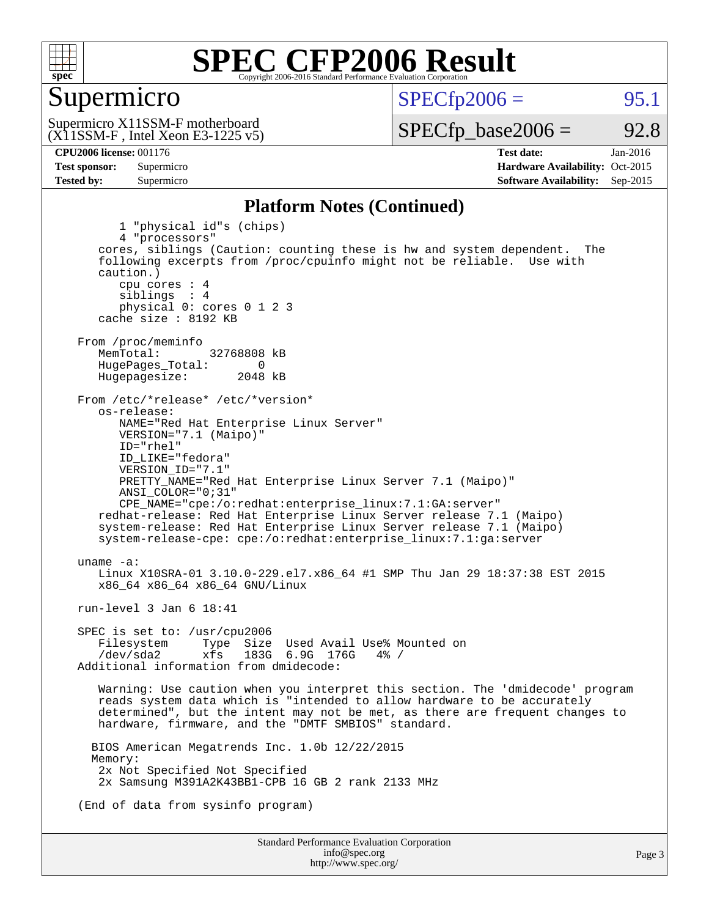# SPEC CFP2006 Result

Copyright 2006-2016 Standard Performance Evaluation Corporation

## Supermicro

Supermicro X11SSM-F motherboard
(X11SSM-F , Intel Xeon E3-1225 v5)

SPECfp2006 = 95.1

SPECfp_base2006 = 92.8

| | | | |
|---|---|---|---|
| **CPU2006 license:** 001176 | | **Test date:** | Jan-2016 |
| **Test sponsor:** | Supermicro | **Hardware Availability:** | Oct-2015 |
| **Tested by:** | Supermicro | **Software Availability:** | Sep-2015 |

### Platform Notes (Continued)

```
        1 "physical id"s (chips)
        4 "processors"
     cores, siblings (Caution: counting these is hw and system dependent.  The
     following excerpts from /proc/cpuinfo might not be reliable.  Use with
     caution.)
        cpu cores : 4
        siblings  : 4
        physical 0: cores 0 1 2 3
     cache size : 8192 KB

  From /proc/meminfo
     MemTotal:       32768808 kB
     HugePages_Total:       0
     Hugepagesize:       2048 kB

  From /etc/*release* /etc/*version*
     os-release:
        NAME="Red Hat Enterprise Linux Server"
        VERSION="7.1 (Maipo)"
        ID="rhel"
        ID_LIKE="fedora"
        VERSION_ID="7.1"
        PRETTY_NAME="Red Hat Enterprise Linux Server 7.1 (Maipo)"
        ANSI_COLOR="0;31"
        CPE_NAME="cpe:/o:redhat:enterprise_linux:7.1:GA:server"
     redhat-release: Red Hat Enterprise Linux Server release 7.1 (Maipo)
     system-release: Red Hat Enterprise Linux Server release 7.1 (Maipo)
     system-release-cpe: cpe:/o:redhat:enterprise_linux:7.1:ga:server

  uname -a:
     Linux X10SRA-01 3.10.0-229.el7.x86_64 #1 SMP Thu Jan 29 18:37:38 EST 2015
     x86_64 x86_64 x86_64 GNU/Linux

  run-level 3 Jan 6 18:41

  SPEC is set to: /usr/cpu2006
     Filesystem     Type  Size  Used Avail Use% Mounted on
     /dev/sda2      xfs   183G  6.9G  176G   4% /
  Additional information from dmidecode:

     Warning: Use caution when you interpret this section. The 'dmidecode' program
     reads system data which is "intended to allow hardware to be accurately
     determined", but the intent may not be met, as there are frequent changes to
     hardware, firmware, and the "DMTF SMBIOS" standard.

    BIOS American Megatrends Inc. 1.0b 12/22/2015
    Memory:
     2x Not Specified Not Specified
     2x Samsung M391A2K43BB1-CPB 16 GB 2 rank 2133 MHz

  (End of data from sysinfo program)
```

Standard Performance Evaluation Corporation
info@spec.org
http://www.spec.org/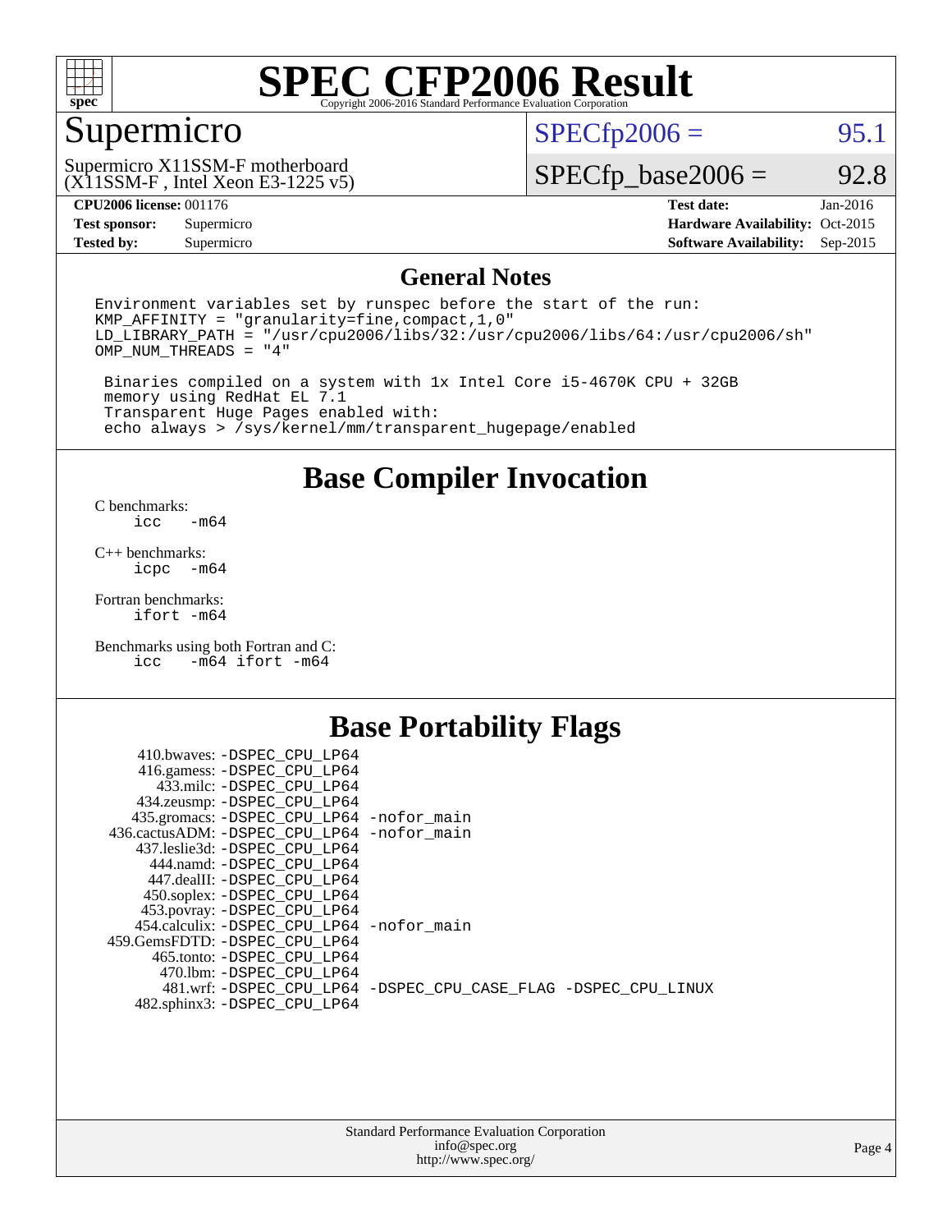# SPEC CFP2006 Result

Copyright 2006-2016 Standard Performance Evaluation Corporation

## Supermicro

Supermicro X11SSM-F motherboard
(X11SSM-F , Intel Xeon E3-1225 v5)

SPECfp2006 = 95.1

SPECfp_base2006 = 92.8

| | | | |
|---|---|---|---|
| **CPU2006 license:** 001176 | | **Test date:** | Jan-2016 |
| **Test sponsor:** | Supermicro | **Hardware Availability:** | Oct-2015 |
| **Tested by:** | Supermicro | **Software Availability:** | Sep-2015 |

## General Notes

```
Environment variables set by runspec before the start of the run:
KMP_AFFINITY = "granularity=fine,compact,1,0"
LD_LIBRARY_PATH = "/usr/cpu2006/libs/32:/usr/cpu2006/libs/64:/usr/cpu2006/sh"
OMP_NUM_THREADS = "4"

 Binaries compiled on a system with 1x Intel Core i5-4670K CPU + 32GB
 memory using RedHat EL 7.1
 Transparent Huge Pages enabled with:
 echo always > /sys/kernel/mm/transparent_hugepage/enabled
```

## Base Compiler Invocation

C benchmarks:
```
icc   -m64
```

C++ benchmarks:
```
icpc  -m64
```

Fortran benchmarks:
```
ifort -m64
```

Benchmarks using both Fortran and C:
```
icc   -m64 ifort -m64
```

## Base Portability Flags

```
    410.bwaves: -DSPEC_CPU_LP64
    416.gamess: -DSPEC_CPU_LP64
      433.milc: -DSPEC_CPU_LP64
    434.zeusmp: -DSPEC_CPU_LP64
   435.gromacs: -DSPEC_CPU_LP64 -nofor_main
436.cactusADM: -DSPEC_CPU_LP64 -nofor_main
   437.leslie3d: -DSPEC_CPU_LP64
      444.namd: -DSPEC_CPU_LP64
    447.dealII: -DSPEC_CPU_LP64
    450.soplex: -DSPEC_CPU_LP64
    453.povray: -DSPEC_CPU_LP64
  454.calculix: -DSPEC_CPU_LP64 -nofor_main
459.GemsFDTD: -DSPEC_CPU_LP64
     465.tonto: -DSPEC_CPU_LP64
       470.lbm: -DSPEC_CPU_LP64
       481.wrf: -DSPEC_CPU_LP64 -DSPEC_CPU_CASE_FLAG -DSPEC_CPU_LINUX
   482.sphinx3: -DSPEC_CPU_LP64
```

Standard Performance Evaluation Corporation
info@spec.org
http://www.spec.org/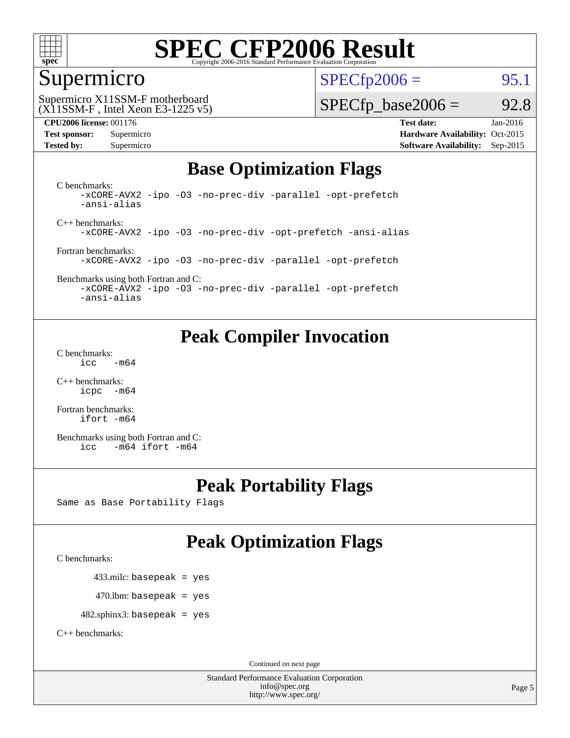# SPEC CFP2006 Result

Copyright 2006-2016 Standard Performance Evaluation Corporation

## Supermicro

Supermicro X11SSM-F motherboard
(X11SSM-F , Intel Xeon E3-1225 v5)

SPECfp2006 = 95.1

SPECfp_base2006 = 92.8

**CPU2006 license:** 001176
**Test sponsor:** Supermicro
**Tested by:** Supermicro

**Test date:** Jan-2016
**Hardware Availability:** Oct-2015
**Software Availability:** Sep-2015

## Base Optimization Flags

C benchmarks:
```
-xCORE-AVX2 -ipo -O3 -no-prec-div -parallel -opt-prefetch
-ansi-alias
```

C++ benchmarks:
```
-xCORE-AVX2 -ipo -O3 -no-prec-div -opt-prefetch -ansi-alias
```

Fortran benchmarks:
```
-xCORE-AVX2 -ipo -O3 -no-prec-div -parallel -opt-prefetch
```

Benchmarks using both Fortran and C:
```
-xCORE-AVX2 -ipo -O3 -no-prec-div -parallel -opt-prefetch
-ansi-alias
```

## Peak Compiler Invocation

C benchmarks:
```
icc   -m64
```

C++ benchmarks:
```
icpc  -m64
```

Fortran benchmarks:
```
ifort -m64
```

Benchmarks using both Fortran and C:
```
icc   -m64 ifort -m64
```

## Peak Portability Flags

Same as Base Portability Flags

## Peak Optimization Flags

C benchmarks:

433.milc: basepeak = yes

470.lbm: basepeak = yes

482.sphinx3: basepeak = yes

C++ benchmarks:

Continued on next page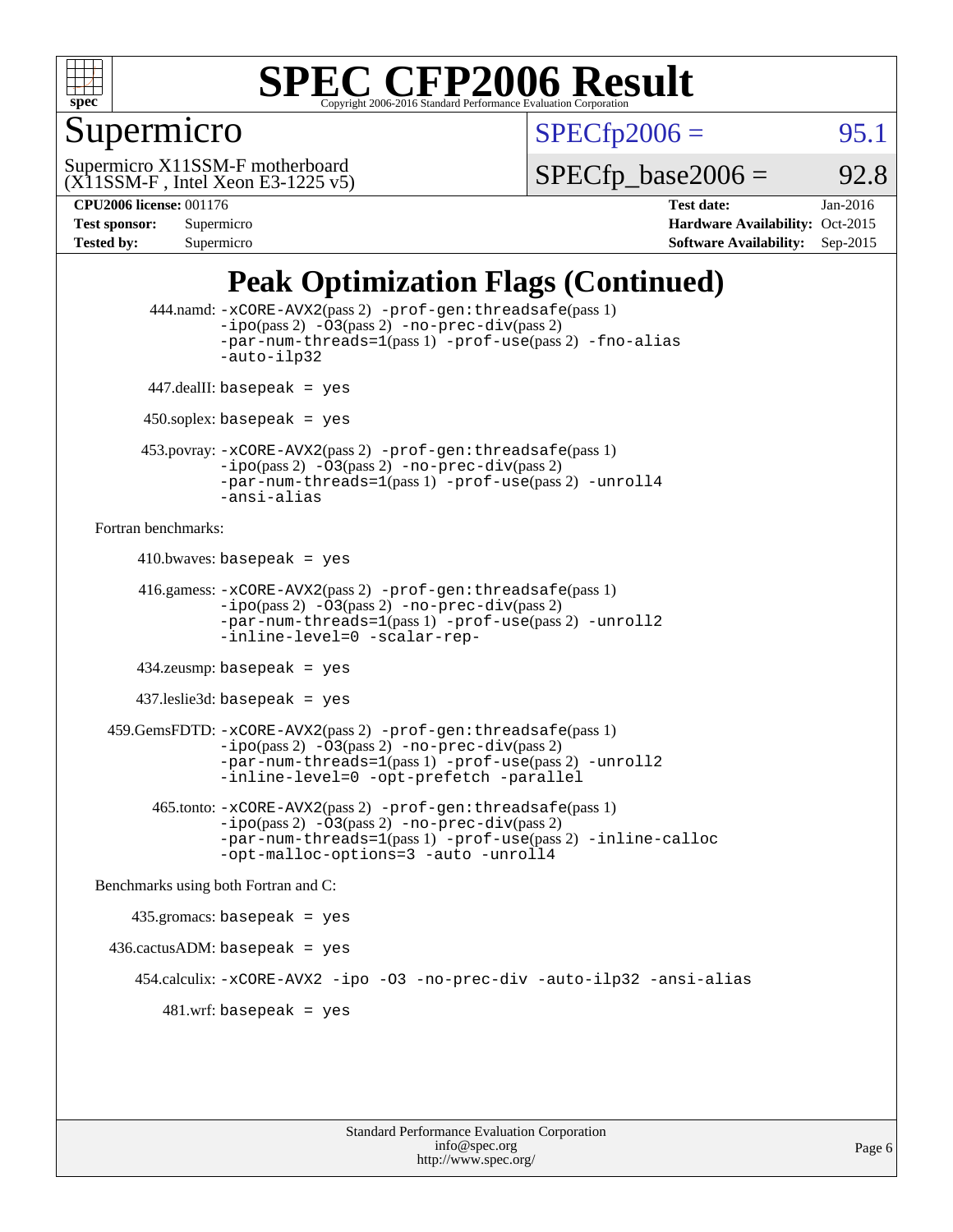# SPEC CFP2006 Result

Copyright 2006-2016 Standard Performance Evaluation Corporation

## Supermicro

Supermicro X11SSM-F motherboard
(X11SSM-F , Intel Xeon E3-1225 v5)

SPECfp2006 = 95.1

SPECfp_base2006 = 92.8

| | | | |
|---|---|---|---|
| **CPU2006 license:** 001176 | | **Test date:** | Jan-2016 |
| **Test sponsor:** | Supermicro | **Hardware Availability:** | Oct-2015 |
| **Tested by:** | Supermicro | **Software Availability:** | Sep-2015 |

## Peak Optimization Flags (Continued)

444.namd: `-xCORE-AVX2`(pass 2) `-prof-gen:threadsafe`(pass 1) `-ipo`(pass 2) `-O3`(pass 2) `-no-prec-div`(pass 2) `-par-num-threads=1`(pass 1) `-prof-use`(pass 2) `-fno-alias` `-auto-ilp32`

447.dealII: `basepeak = yes`

450.soplex: `basepeak = yes`

453.povray: `-xCORE-AVX2`(pass 2) `-prof-gen:threadsafe`(pass 1) `-ipo`(pass 2) `-O3`(pass 2) `-no-prec-div`(pass 2) `-par-num-threads=1`(pass 1) `-prof-use`(pass 2) `-unroll4` `-ansi-alias`

Fortran benchmarks:

410.bwaves: `basepeak = yes`

416.gamess: `-xCORE-AVX2`(pass 2) `-prof-gen:threadsafe`(pass 1) `-ipo`(pass 2) `-O3`(pass 2) `-no-prec-div`(pass 2) `-par-num-threads=1`(pass 1) `-prof-use`(pass 2) `-unroll2` `-inline-level=0` `-scalar-rep-`

434.zeusmp: `basepeak = yes`

437.leslie3d: `basepeak = yes`

459.GemsFDTD: `-xCORE-AVX2`(pass 2) `-prof-gen:threadsafe`(pass 1) `-ipo`(pass 2) `-O3`(pass 2) `-no-prec-div`(pass 2) `-par-num-threads=1`(pass 1) `-prof-use`(pass 2) `-unroll2` `-inline-level=0` `-opt-prefetch` `-parallel`

465.tonto: `-xCORE-AVX2`(pass 2) `-prof-gen:threadsafe`(pass 1) `-ipo`(pass 2) `-O3`(pass 2) `-no-prec-div`(pass 2) `-par-num-threads=1`(pass 1) `-prof-use`(pass 2) `-inline-calloc` `-opt-malloc-options=3` `-auto` `-unroll4`

Benchmarks using both Fortran and C:

435.gromacs: `basepeak = yes`

436.cactusADM: `basepeak = yes`

454.calculix: `-xCORE-AVX2` `-ipo` `-O3` `-no-prec-div` `-auto-ilp32` `-ansi-alias`

481.wrf: `basepeak = yes`

Standard Performance Evaluation Corporation
info@spec.org
http://www.spec.org/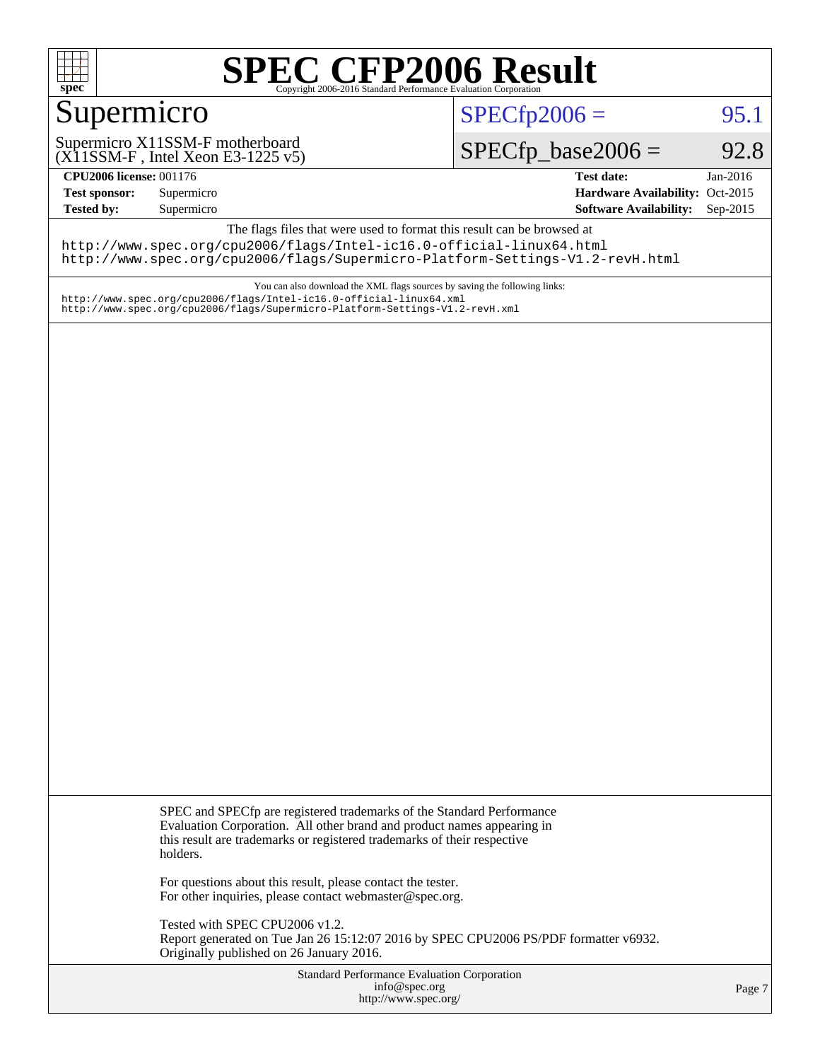# SPEC CFP2006 Result

Copyright 2006-2016 Standard Performance Evaluation Corporation

## Supermicro

Supermicro X11SSM-F motherboard
(X11SSM-F , Intel Xeon E3-1225 v5)

SPECfp2006 = 95.1

SPECfp_base2006 = 92.8

**CPU2006 license:** 001176
**Test sponsor:** Supermicro
**Tested by:** Supermicro

**Test date:** Jan-2016
**Hardware Availability:** Oct-2015
**Software Availability:** Sep-2015

The flags files that were used to format this result can be browsed at

```
http://www.spec.org/cpu2006/flags/Intel-ic16.0-official-linux64.html
http://www.spec.org/cpu2006/flags/Supermicro-Platform-Settings-V1.2-revH.html
```

You can also download the XML flags sources by saving the following links:

```
http://www.spec.org/cpu2006/flags/Intel-ic16.0-official-linux64.xml
http://www.spec.org/cpu2006/flags/Supermicro-Platform-Settings-V1.2-revH.xml
```

SPEC and SPECfp are registered trademarks of the Standard Performance Evaluation Corporation. All other brand and product names appearing in this result are trademarks or registered trademarks of their respective holders.

For questions about this result, please contact the tester.
For other inquiries, please contact webmaster@spec.org.

Tested with SPEC CPU2006 v1.2.
Report generated on Tue Jan 26 15:12:07 2016 by SPEC CPU2006 PS/PDF formatter v6932.
Originally published on 26 January 2016.

Standard Performance Evaluation Corporation
info@spec.org
http://www.spec.org/